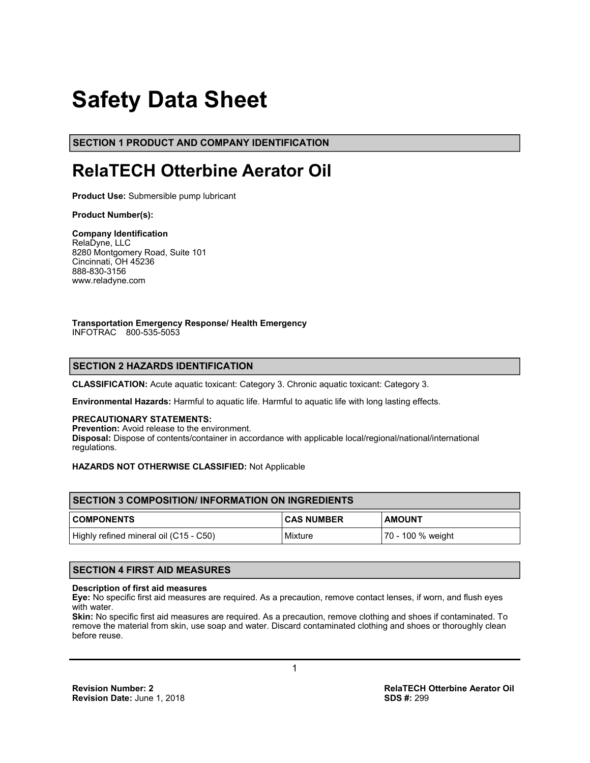# Safety Data Sheet

## SECTION 1 PRODUCT AND COMPANY IDENTIFICATION

# RelaTECH Otterbine Aerator Oil

**Product Use:** Submersible pump lubricant

**Product Number(s):**

**Company Identification**
RelaDyne, LLC
8280 Montgomery Road, Suite 101
Cincinnati, OH 45236
888-830-3156
www.reladyne.com

**Transportation Emergency Response/ Health Emergency**
INFOTRAC 800-535-5053

## SECTION 2 HAZARDS IDENTIFICATION

**CLASSIFICATION:** Acute aquatic toxicant: Category 3. Chronic aquatic toxicant: Category 3.

**Environmental Hazards:** Harmful to aquatic life. Harmful to aquatic life with long lasting effects.

**PRECAUTIONARY STATEMENTS:**
**Prevention:** Avoid release to the environment.
**Disposal:** Dispose of contents/container in accordance with applicable local/regional/national/international regulations.

**HAZARDS NOT OTHERWISE CLASSIFIED:** Not Applicable

## SECTION 3 COMPOSITION/ INFORMATION ON INGREDIENTS

| COMPONENTS | CAS NUMBER | AMOUNT |
| --- | --- | --- |
| Highly refined mineral oil (C15 - C50) | Mixture | 70 - 100 % weight |

## SECTION 4 FIRST AID MEASURES

**Description of first aid measures**
**Eye:** No specific first aid measures are required. As a precaution, remove contact lenses, if worn, and flush eyes with water.
**Skin:** No specific first aid measures are required. As a precaution, remove clothing and shoes if contaminated. To remove the material from skin, use soap and water. Discard contaminated clothing and shoes or thoroughly clean before reuse.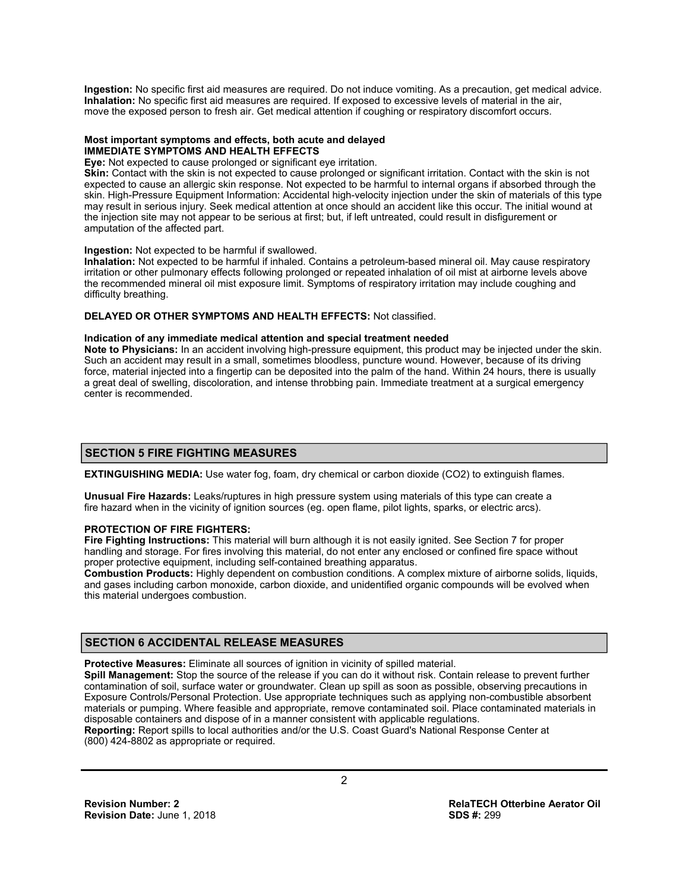**Ingestion:** No specific first aid measures are required. Do not induce vomiting. As a precaution, get medical advice.
**Inhalation:** No specific first aid measures are required. If exposed to excessive levels of material in the air, move the exposed person to fresh air. Get medical attention if coughing or respiratory discomfort occurs.

**Most important symptoms and effects, both acute and delayed**
**IMMEDIATE SYMPTOMS AND HEALTH EFFECTS**
**Eye:** Not expected to cause prolonged or significant eye irritation.
**Skin:** Contact with the skin is not expected to cause prolonged or significant irritation. Contact with the skin is not expected to cause an allergic skin response. Not expected to be harmful to internal organs if absorbed through the skin. High-Pressure Equipment Information: Accidental high-velocity injection under the skin of materials of this type may result in serious injury. Seek medical attention at once should an accident like this occur. The initial wound at the injection site may not appear to be serious at first; but, if left untreated, could result in disfigurement or amputation of the affected part.

**Ingestion:** Not expected to be harmful if swallowed.
**Inhalation:** Not expected to be harmful if inhaled. Contains a petroleum-based mineral oil. May cause respiratory irritation or other pulmonary effects following prolonged or repeated inhalation of oil mist at airborne levels above the recommended mineral oil mist exposure limit. Symptoms of respiratory irritation may include coughing and difficulty breathing.

**DELAYED OR OTHER SYMPTOMS AND HEALTH EFFECTS:** Not classified.

**Indication of any immediate medical attention and special treatment needed**
**Note to Physicians:** In an accident involving high-pressure equipment, this product may be injected under the skin. Such an accident may result in a small, sometimes bloodless, puncture wound. However, because of its driving force, material injected into a fingertip can be deposited into the palm of the hand. Within 24 hours, there is usually a great deal of swelling, discoloration, and intense throbbing pain. Immediate treatment at a surgical emergency center is recommended.

## SECTION 5 FIRE FIGHTING MEASURES

**EXTINGUISHING MEDIA:** Use water fog, foam, dry chemical or carbon dioxide ($CO_2$) to extinguish flames.

**Unusual Fire Hazards:** Leaks/ruptures in high pressure system using materials of this type can create a fire hazard when in the vicinity of ignition sources (eg. open flame, pilot lights, sparks, or electric arcs).

**PROTECTION OF FIRE FIGHTERS:**
**Fire Fighting Instructions:** This material will burn although it is not easily ignited. See Section 7 for proper handling and storage. For fires involving this material, do not enter any enclosed or confined fire space without proper protective equipment, including self-contained breathing apparatus.
**Combustion Products:** Highly dependent on combustion conditions. A complex mixture of airborne solids, liquids, and gases including carbon monoxide, carbon dioxide, and unidentified organic compounds will be evolved when this material undergoes combustion.

## SECTION 6 ACCIDENTAL RELEASE MEASURES

**Protective Measures:** Eliminate all sources of ignition in vicinity of spilled material.
**Spill Management:** Stop the source of the release if you can do it without risk. Contain release to prevent further contamination of soil, surface water or groundwater. Clean up spill as soon as possible, observing precautions in Exposure Controls/Personal Protection. Use appropriate techniques such as applying non-combustible absorbent materials or pumping. Where feasible and appropriate, remove contaminated soil. Place contaminated materials in disposable containers and dispose of in a manner consistent with applicable regulations.
**Reporting:** Report spills to local authorities and/or the U.S. Coast Guard's National Response Center at (800) 424-8802 as appropriate or required.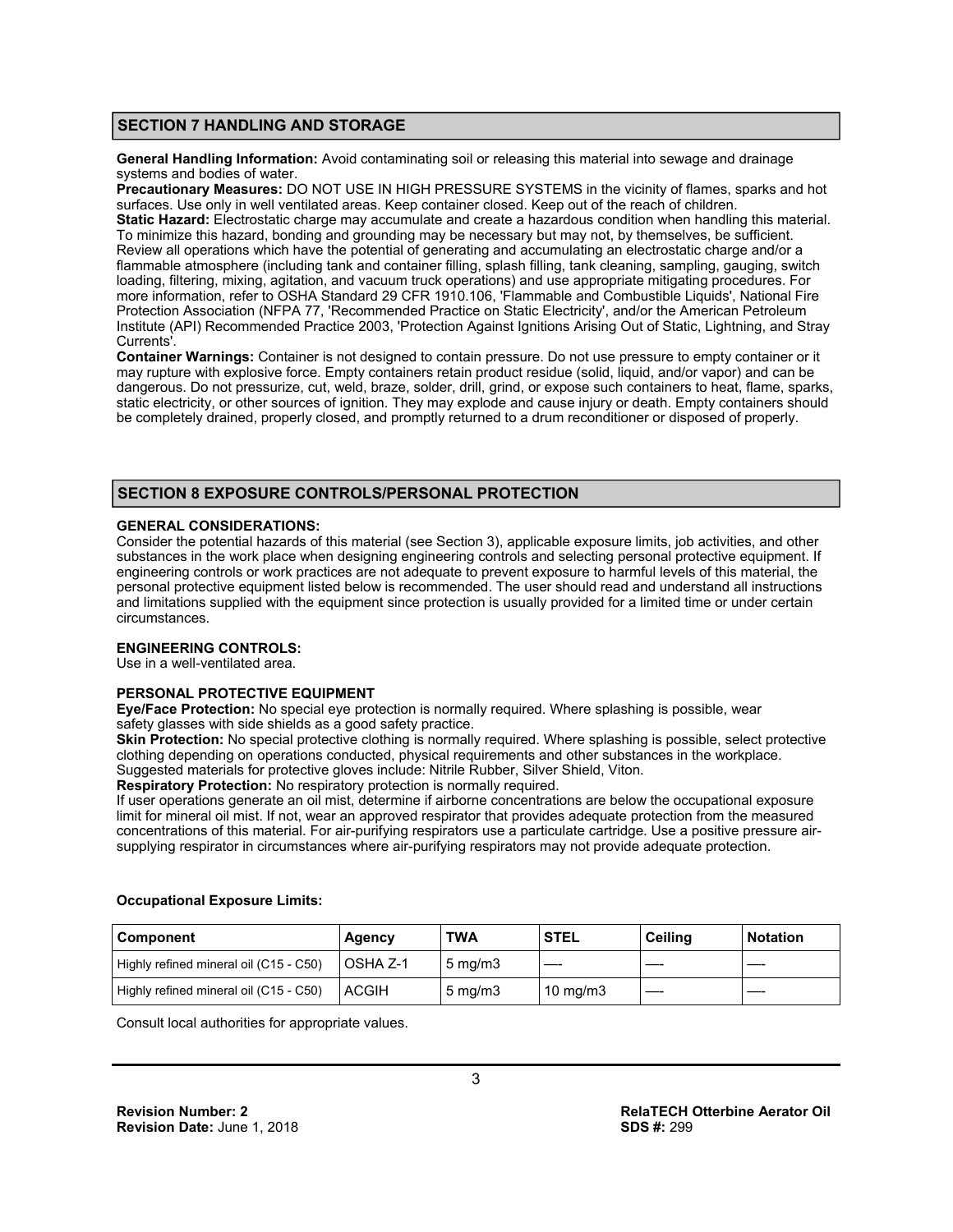## SECTION 7 HANDLING AND STORAGE

**General Handling Information:** Avoid contaminating soil or releasing this material into sewage and drainage systems and bodies of water.

**Precautionary Measures:** DO NOT USE IN HIGH PRESSURE SYSTEMS in the vicinity of flames, sparks and hot surfaces. Use only in well ventilated areas. Keep container closed. Keep out of the reach of children.

**Static Hazard:** Electrostatic charge may accumulate and create a hazardous condition when handling this material. To minimize this hazard, bonding and grounding may be necessary but may not, by themselves, be sufficient. Review all operations which have the potential of generating and accumulating an electrostatic charge and/or a flammable atmosphere (including tank and container filling, splash filling, tank cleaning, sampling, gauging, switch loading, filtering, mixing, agitation, and vacuum truck operations) and use appropriate mitigating procedures. For more information, refer to OSHA Standard 29 CFR 1910.106, 'Flammable and Combustible Liquids', National Fire Protection Association (NFPA 77, 'Recommended Practice on Static Electricity', and/or the American Petroleum Institute (API) Recommended Practice 2003, 'Protection Against Ignitions Arising Out of Static, Lightning, and Stray Currents'.

**Container Warnings:** Container is not designed to contain pressure. Do not use pressure to empty container or it may rupture with explosive force. Empty containers retain product residue (solid, liquid, and/or vapor) and can be dangerous. Do not pressurize, cut, weld, braze, solder, drill, grind, or expose such containers to heat, flame, sparks, static electricity, or other sources of ignition. They may explode and cause injury or death. Empty containers should be completely drained, properly closed, and promptly returned to a drum reconditioner or disposed of properly.

## SECTION 8 EXPOSURE CONTROLS/PERSONAL PROTECTION

**GENERAL CONSIDERATIONS:**

Consider the potential hazards of this material (see Section 3), applicable exposure limits, job activities, and other substances in the work place when designing engineering controls and selecting personal protective equipment. If engineering controls or work practices are not adequate to prevent exposure to harmful levels of this material, the personal protective equipment listed below is recommended. The user should read and understand all instructions and limitations supplied with the equipment since protection is usually provided for a limited time or under certain circumstances.

**ENGINEERING CONTROLS:**

Use in a well-ventilated area.

**PERSONAL PROTECTIVE EQUIPMENT**

**Eye/Face Protection:** No special eye protection is normally required. Where splashing is possible, wear safety glasses with side shields as a good safety practice.

**Skin Protection:** No special protective clothing is normally required. Where splashing is possible, select protective clothing depending on operations conducted, physical requirements and other substances in the workplace. Suggested materials for protective gloves include: Nitrile Rubber, Silver Shield, Viton.

**Respiratory Protection:** No respiratory protection is normally required.

If user operations generate an oil mist, determine if airborne concentrations are below the occupational exposure limit for mineral oil mist. If not, wear an approved respirator that provides adequate protection from the measured concentrations of this material. For air-purifying respirators use a particulate cartridge. Use a positive pressure air-supplying respirator in circumstances where air-purifying respirators may not provide adequate protection.

**Occupational Exposure Limits:**

| Component | Agency | TWA | STEL | Ceiling | Notation |
|---|---|---|---|---|---|
| Highly refined mineral oil (C15 - C50) | OSHA Z-1 | 5 mg/m3 | —- | —- | —- |
| Highly refined mineral oil (C15 - C50) | ACGIH | 5 mg/m3 | 10 mg/m3 | —- | —- |

Consult local authorities for appropriate values.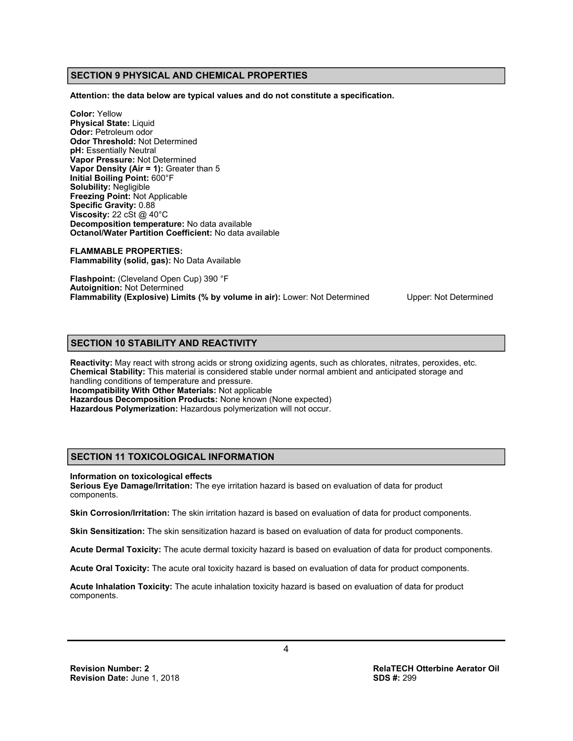## SECTION 9 PHYSICAL AND CHEMICAL PROPERTIES

**Attention: the data below are typical values and do not constitute a specification.**

**Color:** Yellow
**Physical State:** Liquid
**Odor:** Petroleum odor
**Odor Threshold:** Not Determined
**pH:** Essentially Neutral
**Vapor Pressure:** Not Determined
**Vapor Density (Air = 1):** Greater than 5
**Initial Boiling Point:** 600°F
**Solubility:** Negligible
**Freezing Point:** Not Applicable
**Specific Gravity:** 0.88
**Viscosity:** 22 cSt @ 40°C
**Decomposition temperature:** No data available
**Octanol/Water Partition Coefficient:** No data available

**FLAMMABLE PROPERTIES:**
**Flammability (solid, gas):** No Data Available

**Flashpoint:** (Cleveland Open Cup) 390 °F
**Autoignition:** Not Determined
**Flammability (Explosive) Limits (% by volume in air):** Lower: Not Determined Upper: Not Determined

## SECTION 10 STABILITY AND REACTIVITY

**Reactivity:** May react with strong acids or strong oxidizing agents, such as chlorates, nitrates, peroxides, etc.
**Chemical Stability:** This material is considered stable under normal ambient and anticipated storage and handling conditions of temperature and pressure.
**Incompatibility With Other Materials:** Not applicable
**Hazardous Decomposition Products:** None known (None expected)
**Hazardous Polymerization:** Hazardous polymerization will not occur.

## SECTION 11 TOXICOLOGICAL INFORMATION

**Information on toxicological effects**
**Serious Eye Damage/Irritation:** The eye irritation hazard is based on evaluation of data for product components.

**Skin Corrosion/Irritation:** The skin irritation hazard is based on evaluation of data for product components.

**Skin Sensitization:** The skin sensitization hazard is based on evaluation of data for product components.

**Acute Dermal Toxicity:** The acute dermal toxicity hazard is based on evaluation of data for product components.

**Acute Oral Toxicity:** The acute oral toxicity hazard is based on evaluation of data for product components.

**Acute Inhalation Toxicity:** The acute inhalation toxicity hazard is based on evaluation of data for product components.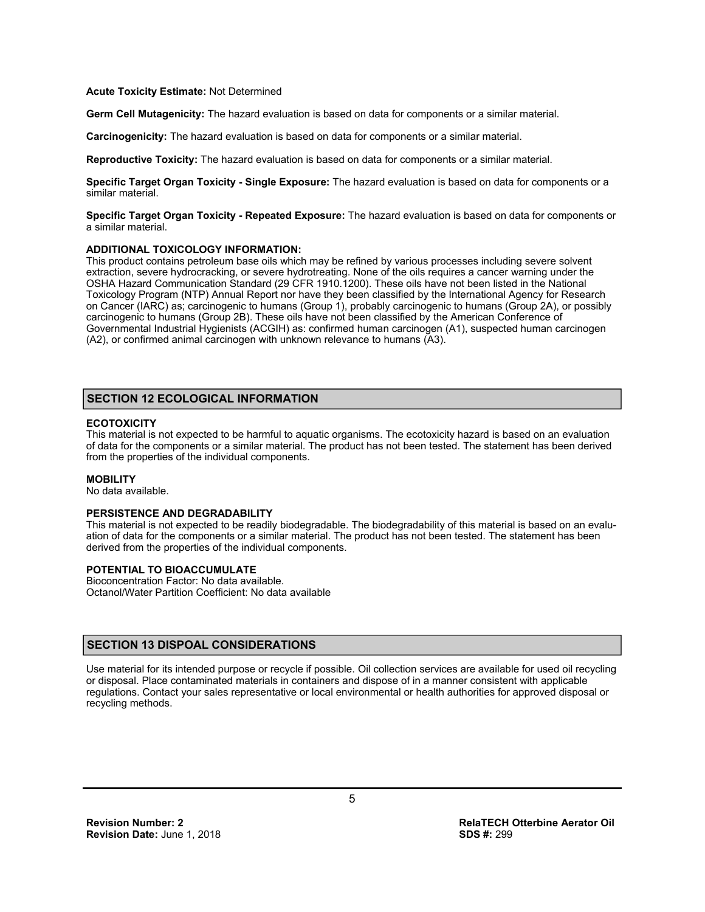**Acute Toxicity Estimate:** Not Determined

**Germ Cell Mutagenicity:** The hazard evaluation is based on data for components or a similar material.

**Carcinogenicity:** The hazard evaluation is based on data for components or a similar material.

**Reproductive Toxicity:** The hazard evaluation is based on data for components or a similar material.

**Specific Target Organ Toxicity - Single Exposure:** The hazard evaluation is based on data for components or a similar material.

**Specific Target Organ Toxicity - Repeated Exposure:** The hazard evaluation is based on data for components or a similar material.

**ADDITIONAL TOXICOLOGY INFORMATION:**
This product contains petroleum base oils which may be refined by various processes including severe solvent extraction, severe hydrocracking, or severe hydrotreating. None of the oils requires a cancer warning under the OSHA Hazard Communication Standard (29 CFR 1910.1200). These oils have not been listed in the National Toxicology Program (NTP) Annual Report nor have they been classified by the International Agency for Research on Cancer (IARC) as; carcinogenic to humans (Group 1), probably carcinogenic to humans (Group 2A), or possibly carcinogenic to humans (Group 2B). These oils have not been classified by the American Conference of Governmental Industrial Hygienists (ACGIH) as: confirmed human carcinogen (A1), suspected human carcinogen (A2), or confirmed animal carcinogen with unknown relevance to humans (A3).

## SECTION 12 ECOLOGICAL INFORMATION

**ECOTOXICITY**
This material is not expected to be harmful to aquatic organisms. The ecotoxicity hazard is based on an evaluation of data for the components or a similar material. The product has not been tested. The statement has been derived from the properties of the individual components.

**MOBILITY**
No data available.

**PERSISTENCE AND DEGRADABILITY**
This material is not expected to be readily biodegradable. The biodegradability of this material is based on an evaluation of data for the components or a similar material. The product has not been tested. The statement has been derived from the properties of the individual components.

**POTENTIAL TO BIOACCUMULATE**
Bioconcentration Factor: No data available.
Octanol/Water Partition Coefficient: No data available

## SECTION 13 DISPOAL CONSIDERATIONS

Use material for its intended purpose or recycle if possible. Oil collection services are available for used oil recycling or disposal. Place contaminated materials in containers and dispose of in a manner consistent with applicable regulations. Contact your sales representative or local environmental or health authorities for approved disposal or recycling methods.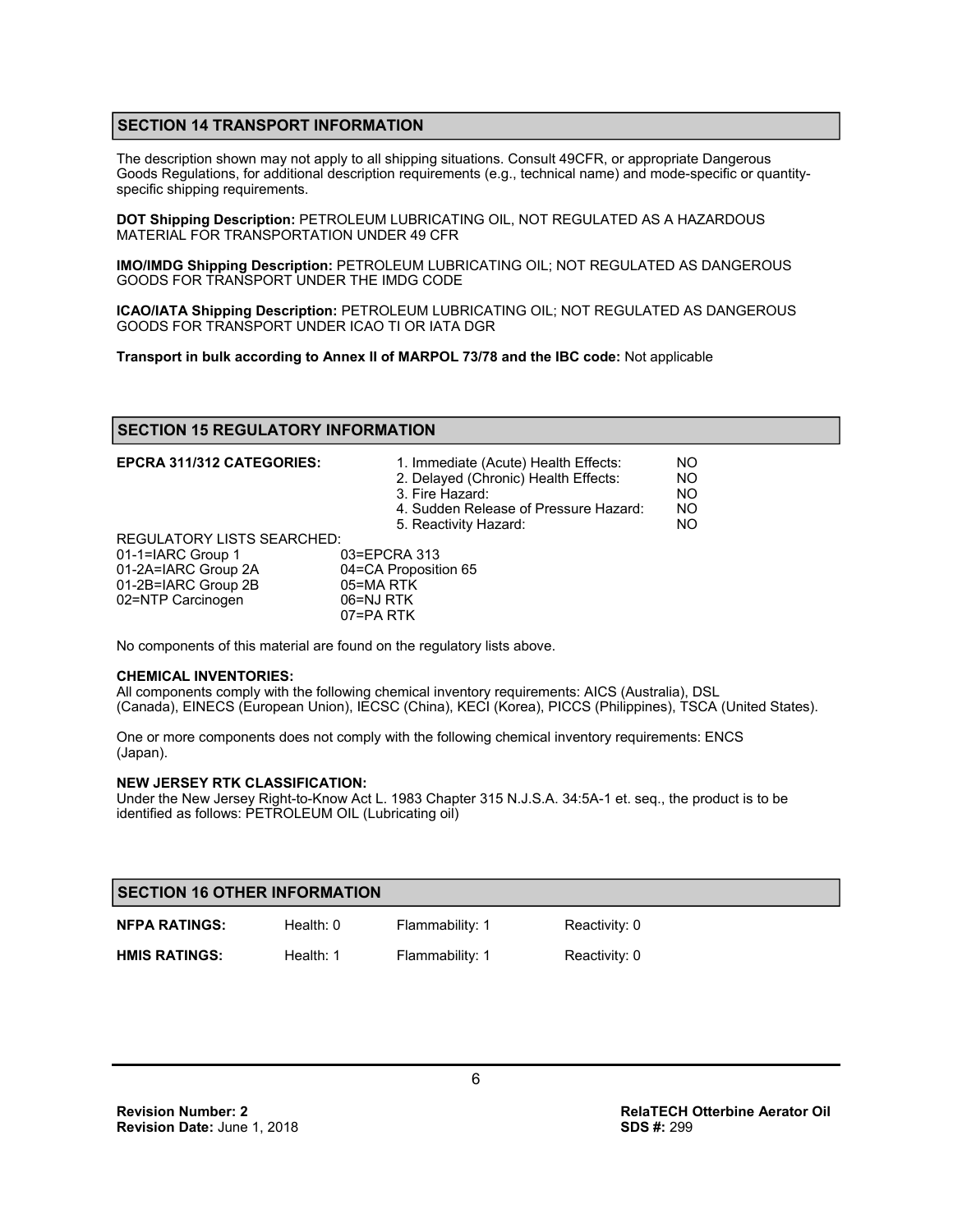## SECTION 14 TRANSPORT INFORMATION

The description shown may not apply to all shipping situations. Consult 49CFR, or appropriate Dangerous Goods Regulations, for additional description requirements (e.g., technical name) and mode-specific or quantity-specific shipping requirements.

**DOT Shipping Description:** PETROLEUM LUBRICATING OIL, NOT REGULATED AS A HAZARDOUS MATERIAL FOR TRANSPORTATION UNDER 49 CFR

**IMO/IMDG Shipping Description:** PETROLEUM LUBRICATING OIL; NOT REGULATED AS DANGEROUS GOODS FOR TRANSPORT UNDER THE IMDG CODE

**ICAO/IATA Shipping Description:** PETROLEUM LUBRICATING OIL; NOT REGULATED AS DANGEROUS GOODS FOR TRANSPORT UNDER ICAO TI OR IATA DGR

**Transport in bulk according to Annex II of MARPOL 73/78 and the IBC code:** Not applicable

## SECTION 15 REGULATORY INFORMATION

**EPCRA 311/312 CATEGORIES:**

| | |
|---|---|
| 1. Immediate (Acute) Health Effects: | NO |
| 2. Delayed (Chronic) Health Effects: | NO |
| 3. Fire Hazard: | NO |
| 4. Sudden Release of Pressure Hazard: | NO |
| 5. Reactivity Hazard: | NO |

REGULATORY LISTS SEARCHED:

| | |
|---|---|
| 01-1=IARC Group 1 | 03=EPCRA 313 |
| 01-2A=IARC Group 2A | 04=CA Proposition 65 |
| 01-2B=IARC Group 2B | 05=MA RTK |
| 02=NTP Carcinogen | 06=NJ RTK |
| | 07=PA RTK |

No components of this material are found on the regulatory lists above.

**CHEMICAL INVENTORIES:**

All components comply with the following chemical inventory requirements: AICS (Australia), DSL (Canada), EINECS (European Union), IECSC (China), KECI (Korea), PICCS (Philippines), TSCA (United States).

One or more components does not comply with the following chemical inventory requirements: ENCS (Japan).

**NEW JERSEY RTK CLASSIFICATION:**

Under the New Jersey Right-to-Know Act L. 1983 Chapter 315 N.J.S.A. 34:5A-1 et. seq., the product is to be identified as follows: PETROLEUM OIL (Lubricating oil)

## SECTION 16 OTHER INFORMATION

| | | | |
|---|---|---|---|
| **NFPA RATINGS:** | Health: 0 | Flammability: 1 | Reactivity: 0 |
| **HMIS RATINGS:** | Health: 1 | Flammability: 1 | Reactivity: 0 |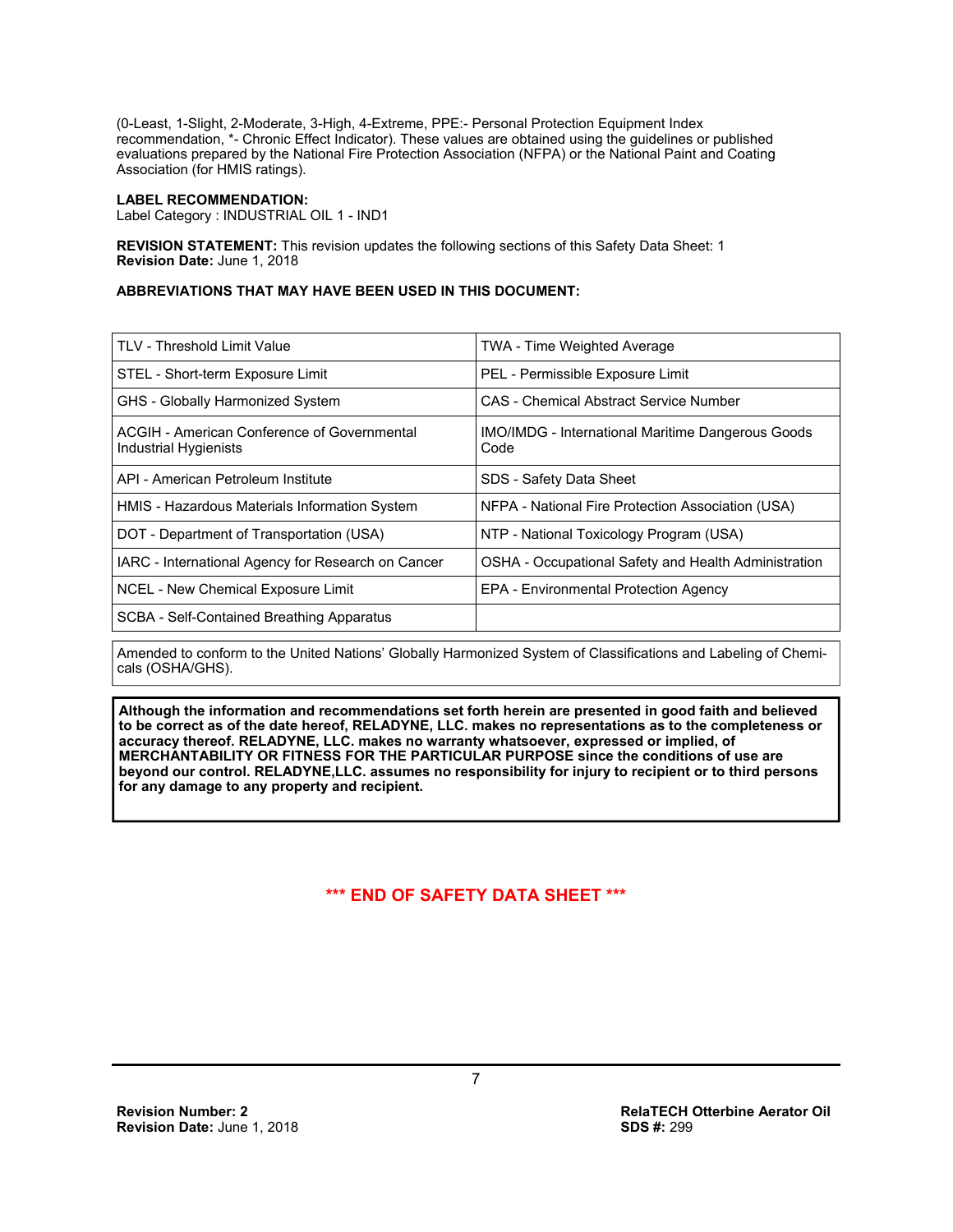(0-Least, 1-Slight, 2-Moderate, 3-High, 4-Extreme, PPE:- Personal Protection Equipment Index recommendation, *- Chronic Effect Indicator). These values are obtained using the guidelines or published evaluations prepared by the National Fire Protection Association (NFPA) or the National Paint and Coating Association (for HMIS ratings).

**LABEL RECOMMENDATION:**
Label Category : INDUSTRIAL OIL 1 - IND1

**REVISION STATEMENT:** This revision updates the following sections of this Safety Data Sheet: 1
**Revision Date:** June 1, 2018

**ABBREVIATIONS THAT MAY HAVE BEEN USED IN THIS DOCUMENT:**

| | |
|---|---|
| TLV - Threshold Limit Value | TWA - Time Weighted Average |
| STEL - Short-term Exposure Limit | PEL - Permissible Exposure Limit |
| GHS - Globally Harmonized System | CAS - Chemical Abstract Service Number |
| ACGIH - American Conference of Governmental Industrial Hygienists | IMO/IMDG - International Maritime Dangerous Goods Code |
| API - American Petroleum Institute | SDS - Safety Data Sheet |
| HMIS - Hazardous Materials Information System | NFPA - National Fire Protection Association (USA) |
| DOT - Department of Transportation (USA) | NTP - National Toxicology Program (USA) |
| IARC - International Agency for Research on Cancer | OSHA - Occupational Safety and Health Administration |
| NCEL - New Chemical Exposure Limit | EPA - Environmental Protection Agency |
| SCBA - Self-Contained Breathing Apparatus | |

Amended to conform to the United Nations' Globally Harmonized System of Classifications and Labeling of Chemicals (OSHA/GHS).

**Although the information and recommendations set forth herein are presented in good faith and believed to be correct as of the date hereof, RELADYNE, LLC. makes no representations as to the completeness or accuracy thereof. RELADYNE, LLC. makes no warranty whatsoever, expressed or implied, of MERCHANTABILITY OR FITNESS FOR THE PARTICULAR PURPOSE since the conditions of use are beyond our control. RELADYNE,LLC. assumes no responsibility for injury to recipient or to third persons for any damage to any property and recipient.**

**\*\*\* END OF SAFETY DATA SHEET \*\*\***